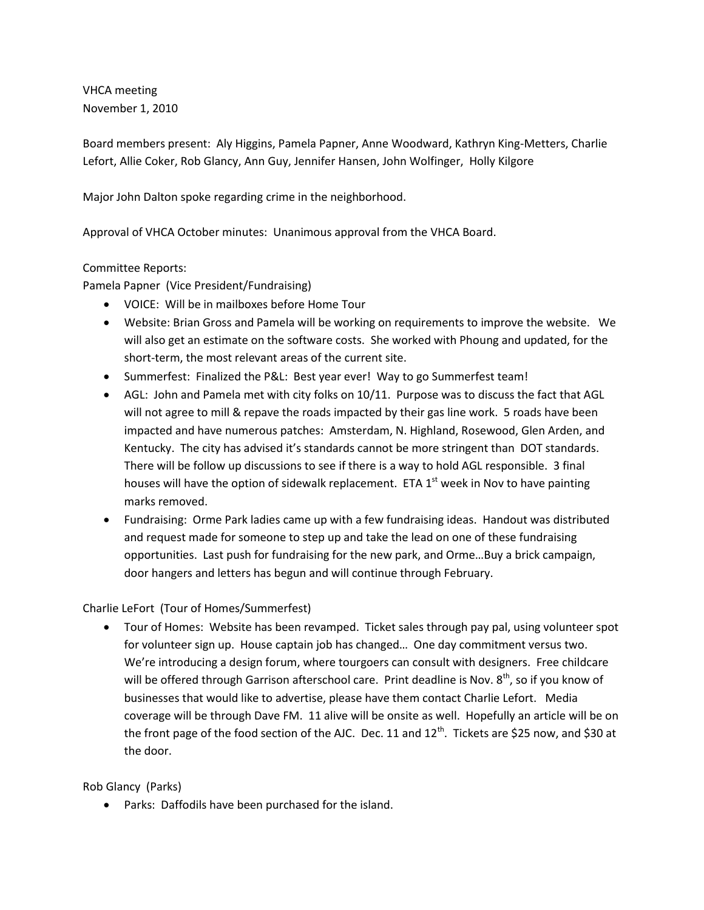VHCA meeting
November 1, 2010

Board members present: Aly Higgins, Pamela Papner, Anne Woodward, Kathryn King-Metters, Charlie Lefort, Allie Coker, Rob Glancy, Ann Guy, Jennifer Hansen, John Wolfinger, Holly Kilgore

Major John Dalton spoke regarding crime in the neighborhood.

Approval of VHCA October minutes: Unanimous approval from the VHCA Board.

Committee Reports:
Pamela Papner (Vice President/Fundraising)

- VOICE: Will be in mailboxes before Home Tour
- Website: Brian Gross and Pamela will be working on requirements to improve the website. We will also get an estimate on the software costs. She worked with Phoung and updated, for the short-term, the most relevant areas of the current site.
- Summerfest: Finalized the P&L: Best year ever! Way to go Summerfest team!
- AGL: John and Pamela met with city folks on 10/11. Purpose was to discuss the fact that AGL will not agree to mill & repave the roads impacted by their gas line work. 5 roads have been impacted and have numerous patches: Amsterdam, N. Highland, Rosewood, Glen Arden, and Kentucky. The city has advised it's standards cannot be more stringent than DOT standards. There will be follow up discussions to see if there is a way to hold AGL responsible. 3 final houses will have the option of sidewalk replacement. ETA 1st week in Nov to have painting marks removed.
- Fundraising: Orme Park ladies came up with a few fundraising ideas. Handout was distributed and request made for someone to step up and take the lead on one of these fundraising opportunities. Last push for fundraising for the new park, and Orme…Buy a brick campaign, door hangers and letters has begun and will continue through February.

Charlie LeFort (Tour of Homes/Summerfest)

- Tour of Homes: Website has been revamped. Ticket sales through pay pal, using volunteer spot for volunteer sign up. House captain job has changed… One day commitment versus two. We're introducing a design forum, where tourgoers can consult with designers. Free childcare will be offered through Garrison afterschool care. Print deadline is Nov. 8th, so if you know of businesses that would like to advertise, please have them contact Charlie Lefort. Media coverage will be through Dave FM. 11 alive will be onsite as well. Hopefully an article will be on the front page of the food section of the AJC. Dec. 11 and 12th. Tickets are $25 now, and $30 at the door.

Rob Glancy (Parks)

- Parks: Daffodils have been purchased for the island.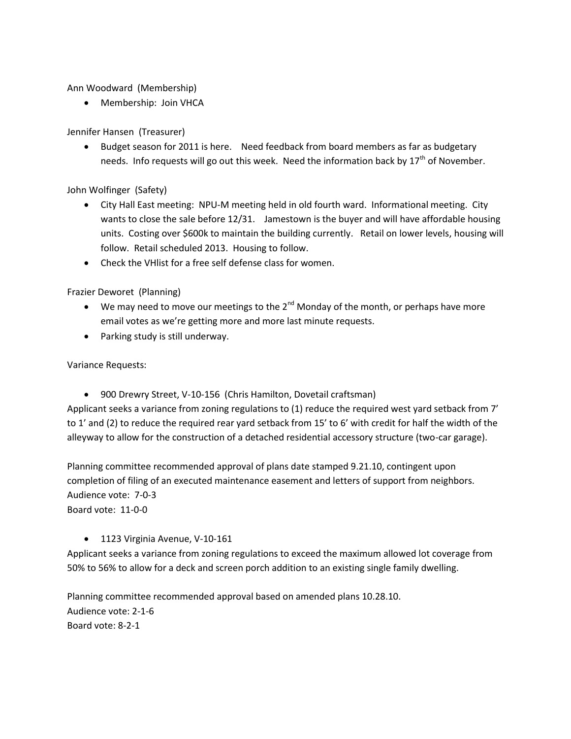Ann Woodward (Membership)

- Membership: Join VHCA

Jennifer Hansen (Treasurer)

- Budget season for 2011 is here. Need feedback from board members as far as budgetary needs. Info requests will go out this week. Need the information back by 17th of November.

John Wolfinger (Safety)

- City Hall East meeting: NPU-M meeting held in old fourth ward. Informational meeting. City wants to close the sale before 12/31. Jamestown is the buyer and will have affordable housing units. Costing over $600k to maintain the building currently. Retail on lower levels, housing will follow. Retail scheduled 2013. Housing to follow.
- Check the VHlist for a free self defense class for women.

Frazier Deworet (Planning)

- We may need to move our meetings to the 2nd Monday of the month, or perhaps have more email votes as we're getting more and more last minute requests.
- Parking study is still underway.

Variance Requests:

- 900 Drewry Street, V-10-156 (Chris Hamilton, Dovetail craftsman)

Applicant seeks a variance from zoning regulations to (1) reduce the required west yard setback from 7' to 1' and (2) to reduce the required rear yard setback from 15' to 6' with credit for half the width of the alleyway to allow for the construction of a detached residential accessory structure (two-car garage).

Planning committee recommended approval of plans date stamped 9.21.10, contingent upon completion of filing of an executed maintenance easement and letters of support from neighbors.
Audience vote: 7-0-3
Board vote: 11-0-0

- 1123 Virginia Avenue, V-10-161

Applicant seeks a variance from zoning regulations to exceed the maximum allowed lot coverage from 50% to 56% to allow for a deck and screen porch addition to an existing single family dwelling.

Planning committee recommended approval based on amended plans 10.28.10.
Audience vote: 2-1-6
Board vote: 8-2-1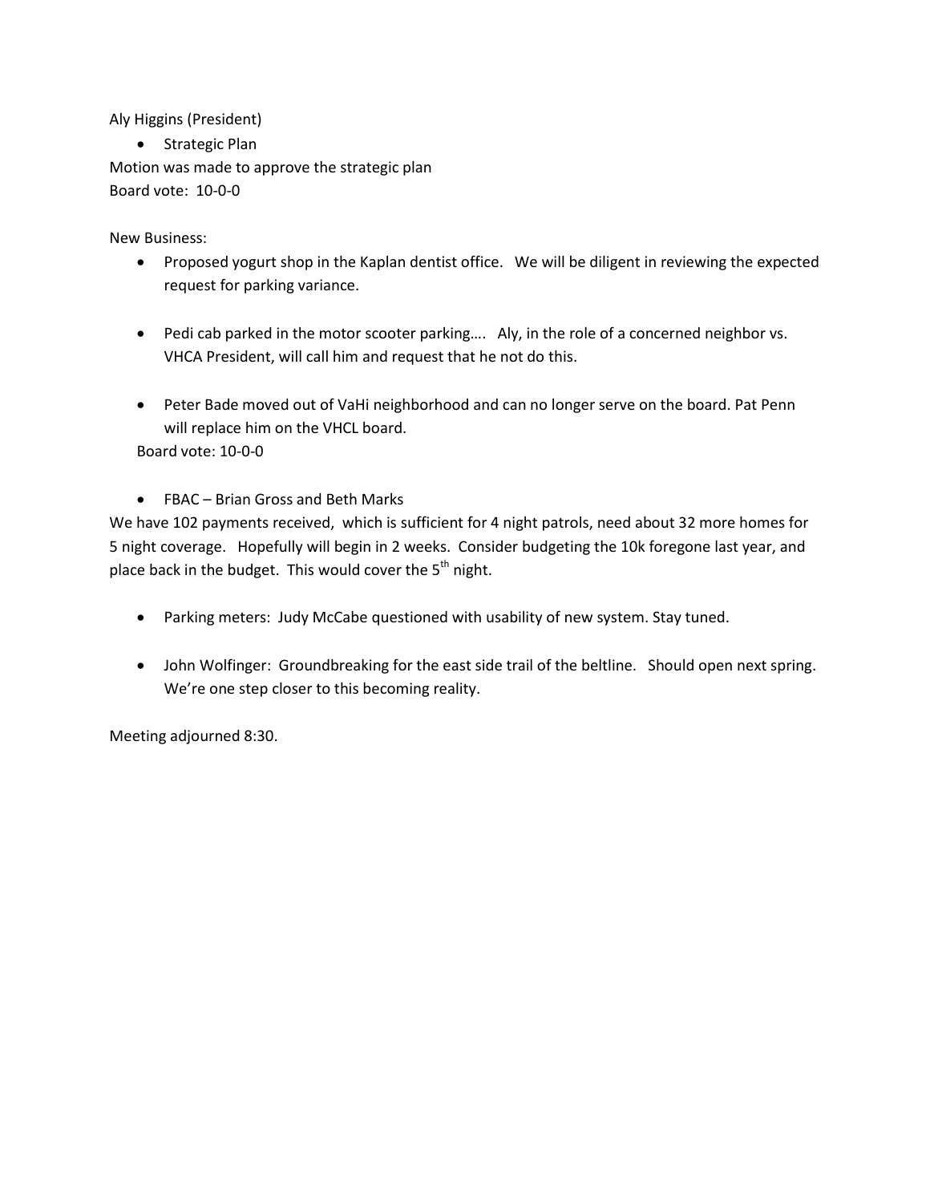Aly Higgins (President)

- Strategic Plan

Motion was made to approve the strategic plan
Board vote: 10-0-0

New Business:

- Proposed yogurt shop in the Kaplan dentist office. We will be diligent in reviewing the expected request for parking variance.

- Pedi cab parked in the motor scooter parking…. Aly, in the role of a concerned neighbor vs. VHCA President, will call him and request that he not do this.

- Peter Bade moved out of VaHi neighborhood and can no longer serve on the board. Pat Penn will replace him on the VHCL board.

  Board vote: 10-0-0

- FBAC – Brian Gross and Beth Marks

We have 102 payments received, which is sufficient for 4 night patrols, need about 32 more homes for 5 night coverage. Hopefully will begin in 2 weeks. Consider budgeting the 10k foregone last year, and place back in the budget. This would cover the 5th night.

- Parking meters: Judy McCabe questioned with usability of new system. Stay tuned.

- John Wolfinger: Groundbreaking for the east side trail of the beltline. Should open next spring. We're one step closer to this becoming reality.

Meeting adjourned 8:30.